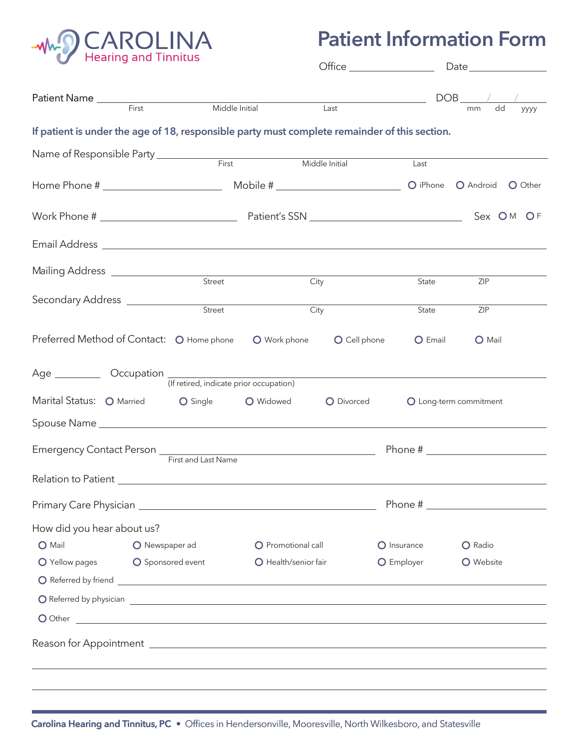**CAROLINA**
Hearing and Tinnitus

# Patient Information Form

Office ________________ Date ________________

Patient Name ____________________________________________ DOB ____/____/______
First Middle Initial Last mm dd yyyy

**If patient is under the age of 18, responsible party must complete remainder of this section.**

Name of Responsible Party ____________________________________________
First Middle Initial Last

Home Phone # ____________________ Mobile # ____________________ ○ iPhone ○ Android ○ Other

Work Phone # ____________________ Patient's SSN ____________________ Sex ○ M ○ F

Email Address ____________________________________________

Mailing Address ____________________________________________
Street City State ZIP

Secondary Address ____________________________________________
Street City State ZIP

Preferred Method of Contact: ○ Home phone ○ Work phone ○ Cell phone ○ Email ○ Mail

Age ________ Occupation ____________________________________________
(If retired, indicate prior occupation)

Marital Status: ○ Married ○ Single ○ Widowed ○ Divorced ○ Long-term commitment

Spouse Name ____________________________________________

Emergency Contact Person ______________________________ Phone # ____________________
First and Last Name

Relation to Patient ____________________________________________

Primary Care Physician ______________________________ Phone # ____________________

How did you hear about us?

○ Mail ○ Newspaper ad ○ Promotional call ○ Insurance ○ Radio
○ Yellow pages ○ Sponsored event ○ Health/senior fair ○ Employer ○ Website
○ Referred by friend ____________________________________________
○ Referred by physician ____________________________________________
○ Other ____________________________________________

Reason for Appointment ____________________________________________

____________________________________________

____________________________________________

**Carolina Hearing and Tinnitus, PC** • Offices in Hendersonville, Mooresville, North Wilkesboro, and Statesville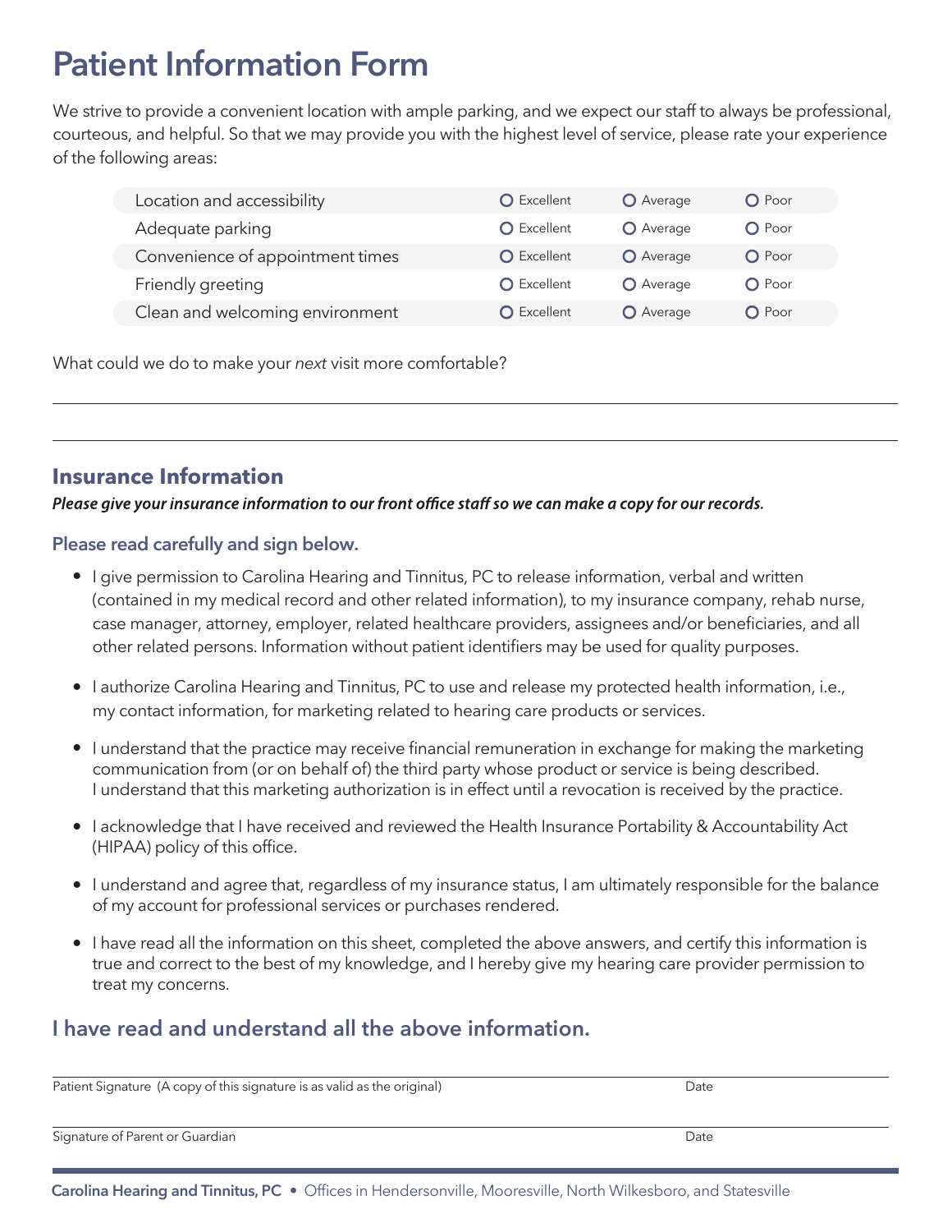# Patient Information Form

We strive to provide a convenient location with ample parking, and we expect our staff to always be professional, courteous, and helpful. So that we may provide you with the highest level of service, please rate your experience of the following areas:

| | | | |
|---|---|---|---|
| Location and accessibility | ○ Excellent | ○ Average | ○ Poor |
| Adequate parking | ○ Excellent | ○ Average | ○ Poor |
| Convenience of appointment times | ○ Excellent | ○ Average | ○ Poor |
| Friendly greeting | ○ Excellent | ○ Average | ○ Poor |
| Clean and welcoming environment | ○ Excellent | ○ Average | ○ Poor |

What could we do to make your *next* visit more comfortable?

\_\_\_\_\_\_\_\_\_\_\_\_\_\_\_\_\_\_\_\_\_\_\_\_\_\_\_\_\_\_\_\_\_\_\_\_\_\_\_\_\_\_\_\_\_\_\_\_\_\_\_\_\_\_\_\_\_\_\_\_

\_\_\_\_\_\_\_\_\_\_\_\_\_\_\_\_\_\_\_\_\_\_\_\_\_\_\_\_\_\_\_\_\_\_\_\_\_\_\_\_\_\_\_\_\_\_\_\_\_\_\_\_\_\_\_\_\_\_\_\_

## Insurance Information

***Please give your insurance information to our front office staff so we can make a copy for our records.***

### Please read carefully and sign below.

- I give permission to Carolina Hearing and Tinnitus, PC to release information, verbal and written (contained in my medical record and other related information), to my insurance company, rehab nurse, case manager, attorney, employer, related healthcare providers, assignees and/or beneficiaries, and all other related persons. Information without patient identifiers may be used for quality purposes.
- I authorize Carolina Hearing and Tinnitus, PC to use and release my protected health information, i.e., my contact information, for marketing related to hearing care products or services.
- I understand that the practice may receive financial remuneration in exchange for making the marketing communication from (or on behalf of) the third party whose product or service is being described. I understand that this marketing authorization is in effect until a revocation is received by the practice.
- I acknowledge that I have received and reviewed the Health Insurance Portability & Accountability Act (HIPAA) policy of this office.
- I understand and agree that, regardless of my insurance status, I am ultimately responsible for the balance of my account for professional services or purchases rendered.
- I have read all the information on this sheet, completed the above answers, and certify this information is true and correct to the best of my knowledge, and I hereby give my hearing care provider permission to treat my concerns.

## I have read and understand all the above information.

\_\_\_\_\_\_\_\_\_\_\_\_\_\_\_\_\_\_\_\_\_\_\_\_\_\_\_\_\_\_\_\_\_\_\_\_\_\_\_\_\_\_\_\_\_\_\_\_\_\_\_\_\_\_\_\_\_\_\_\_

Patient Signature (A copy of this signature is as valid as the original) Date

\_\_\_\_\_\_\_\_\_\_\_\_\_\_\_\_\_\_\_\_\_\_\_\_\_\_\_\_\_\_\_\_\_\_\_\_\_\_\_\_\_\_\_\_\_\_\_\_\_\_\_\_\_\_\_\_\_\_\_\_

Signature of Parent or Guardian Date

**Carolina Hearing and Tinnitus, PC** • Offices in Hendersonville, Mooresville, North Wilkesboro, and Statesville